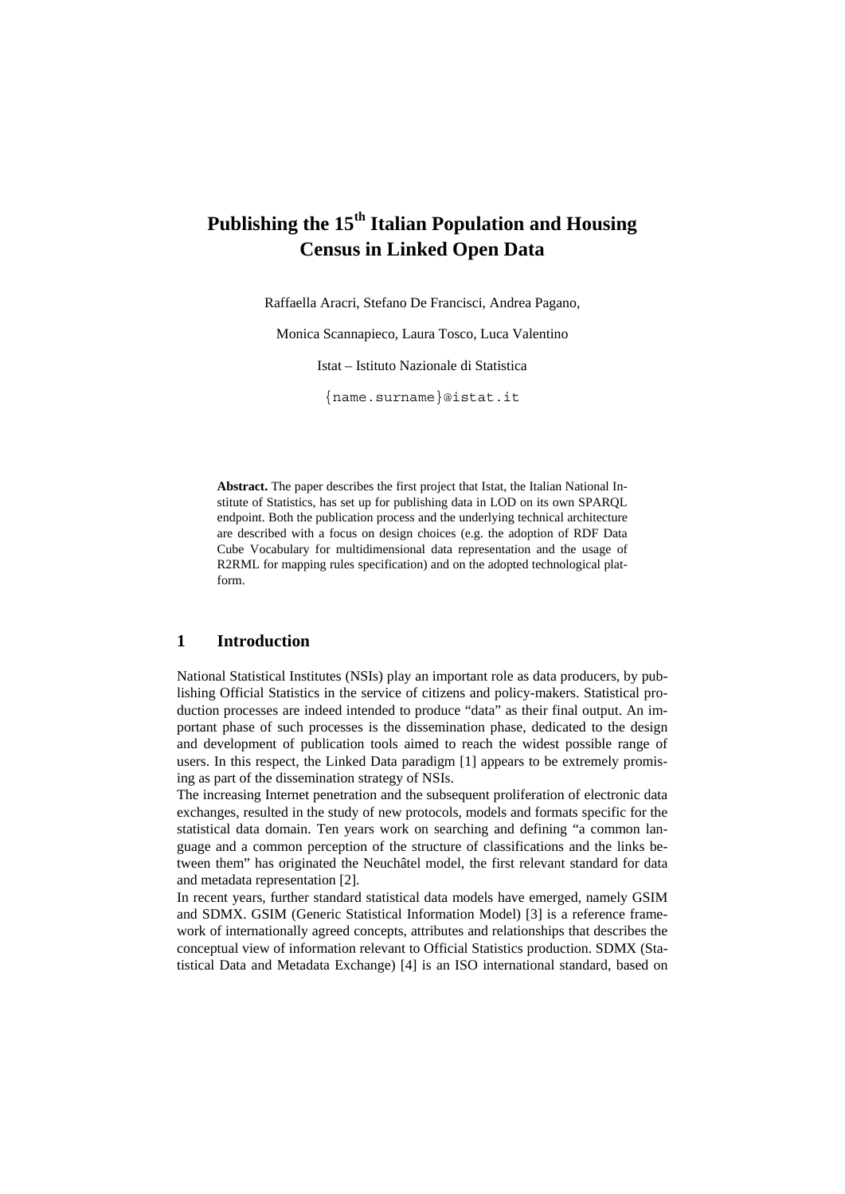# Publishing the 15th Italian Population and Housing Census in Linked Open Data

Raffaella Aracri, Stefano De Francisci, Andrea Pagano,

Monica Scannapieco, Laura Tosco, Luca Valentino

Istat – Istituto Nazionale di Statistica

{name.surname}@istat.it

**Abstract.** The paper describes the first project that Istat, the Italian National Institute of Statistics, has set up for publishing data in LOD on its own SPARQL endpoint. Both the publication process and the underlying technical architecture are described with a focus on design choices (e.g. the adoption of RDF Data Cube Vocabulary for multidimensional data representation and the usage of R2RML for mapping rules specification) and on the adopted technological platform.

## 1 Introduction

National Statistical Institutes (NSIs) play an important role as data producers, by publishing Official Statistics in the service of citizens and policy-makers. Statistical production processes are indeed intended to produce "data" as their final output. An important phase of such processes is the dissemination phase, dedicated to the design and development of publication tools aimed to reach the widest possible range of users. In this respect, the Linked Data paradigm [1] appears to be extremely promising as part of the dissemination strategy of NSIs.

The increasing Internet penetration and the subsequent proliferation of electronic data exchanges, resulted in the study of new protocols, models and formats specific for the statistical data domain. Ten years work on searching and defining "a common language and a common perception of the structure of classifications and the links between them" has originated the Neuchâtel model, the first relevant standard for data and metadata representation [2].

In recent years, further standard statistical data models have emerged, namely GSIM and SDMX. GSIM (Generic Statistical Information Model) [3] is a reference framework of internationally agreed concepts, attributes and relationships that describes the conceptual view of information relevant to Official Statistics production. SDMX (Statistical Data and Metadata Exchange) [4] is an ISO international standard, based on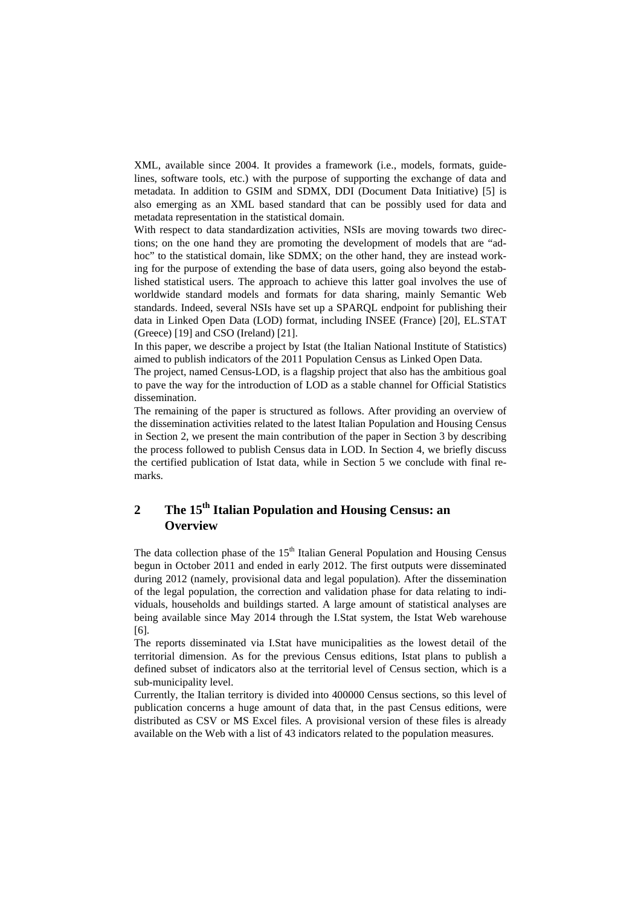XML, available since 2004. It provides a framework (i.e., models, formats, guidelines, software tools, etc.) with the purpose of supporting the exchange of data and metadata. In addition to GSIM and SDMX, DDI (Document Data Initiative) [5] is also emerging as an XML based standard that can be possibly used for data and metadata representation in the statistical domain.

With respect to data standardization activities, NSIs are moving towards two directions; on the one hand they are promoting the development of models that are "ad-hoc" to the statistical domain, like SDMX; on the other hand, they are instead working for the purpose of extending the base of data users, going also beyond the established statistical users. The approach to achieve this latter goal involves the use of worldwide standard models and formats for data sharing, mainly Semantic Web standards. Indeed, several NSIs have set up a SPARQL endpoint for publishing their data in Linked Open Data (LOD) format, including INSEE (France) [20], EL.STAT (Greece) [19] and CSO (Ireland) [21].

In this paper, we describe a project by Istat (the Italian National Institute of Statistics) aimed to publish indicators of the 2011 Population Census as Linked Open Data.

The project, named Census-LOD, is a flagship project that also has the ambitious goal to pave the way for the introduction of LOD as a stable channel for Official Statistics dissemination.

The remaining of the paper is structured as follows. After providing an overview of the dissemination activities related to the latest Italian Population and Housing Census in Section 2, we present the main contribution of the paper in Section 3 by describing the process followed to publish Census data in LOD. In Section 4, we briefly discuss the certified publication of Istat data, while in Section 5 we conclude with final remarks.

## 2 The 15th Italian Population and Housing Census: an Overview

The data collection phase of the 15th Italian General Population and Housing Census begun in October 2011 and ended in early 2012. The first outputs were disseminated during 2012 (namely, provisional data and legal population). After the dissemination of the legal population, the correction and validation phase for data relating to individuals, households and buildings started. A large amount of statistical analyses are being available since May 2014 through the I.Stat system, the Istat Web warehouse [6].

The reports disseminated via I.Stat have municipalities as the lowest detail of the territorial dimension. As for the previous Census editions, Istat plans to publish a defined subset of indicators also at the territorial level of Census section, which is a sub-municipality level.

Currently, the Italian territory is divided into 400000 Census sections, so this level of publication concerns a huge amount of data that, in the past Census editions, were distributed as CSV or MS Excel files. A provisional version of these files is already available on the Web with a list of 43 indicators related to the population measures.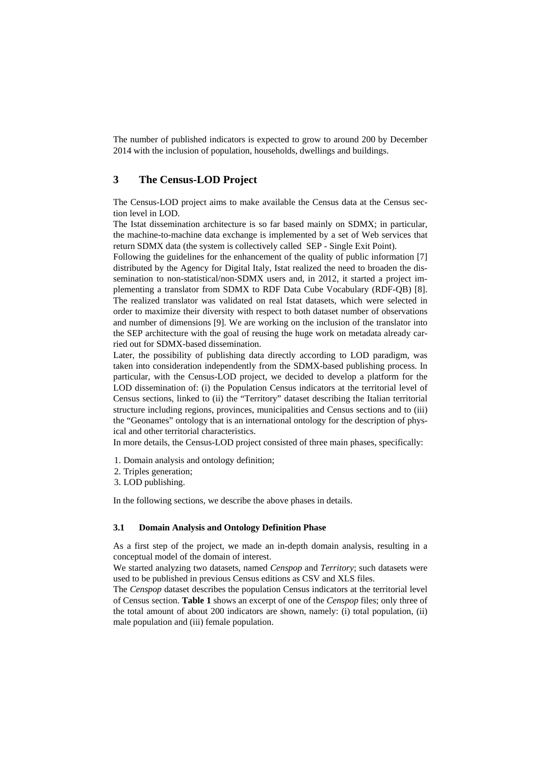The number of published indicators is expected to grow to around 200 by December 2014 with the inclusion of population, households, dwellings and buildings.

## 3 The Census-LOD Project

The Census-LOD project aims to make available the Census data at the Census section level in LOD.

The Istat dissemination architecture is so far based mainly on SDMX; in particular, the machine-to-machine data exchange is implemented by a set of Web services that return SDMX data (the system is collectively called SEP - Single Exit Point).

Following the guidelines for the enhancement of the quality of public information [7] distributed by the Agency for Digital Italy, Istat realized the need to broaden the dissemination to non-statistical/non-SDMX users and, in 2012, it started a project implementing a translator from SDMX to RDF Data Cube Vocabulary (RDF-QB) [8]. The realized translator was validated on real Istat datasets, which were selected in order to maximize their diversity with respect to both dataset number of observations and number of dimensions [9]. We are working on the inclusion of the translator into the SEP architecture with the goal of reusing the huge work on metadata already carried out for SDMX-based dissemination.

Later, the possibility of publishing data directly according to LOD paradigm, was taken into consideration independently from the SDMX-based publishing process. In particular, with the Census-LOD project, we decided to develop a platform for the LOD dissemination of: (i) the Population Census indicators at the territorial level of Census sections, linked to (ii) the "Territory" dataset describing the Italian territorial structure including regions, provinces, municipalities and Census sections and to (iii) the "Geonames" ontology that is an international ontology for the description of physical and other territorial characteristics.

In more details, the Census-LOD project consisted of three main phases, specifically:

1. Domain analysis and ontology definition;
2. Triples generation;
3. LOD publishing.

In the following sections, we describe the above phases in details.

### 3.1 Domain Analysis and Ontology Definition Phase

As a first step of the project, we made an in-depth domain analysis, resulting in a conceptual model of the domain of interest.

We started analyzing two datasets, named *Censpop* and *Territory*; such datasets were used to be published in previous Census editions as CSV and XLS files.

The *Censpop* dataset describes the population Census indicators at the territorial level of Census section. **Table 1** shows an excerpt of one of the *Censpop* files; only three of the total amount of about 200 indicators are shown, namely: (i) total population, (ii) male population and (iii) female population.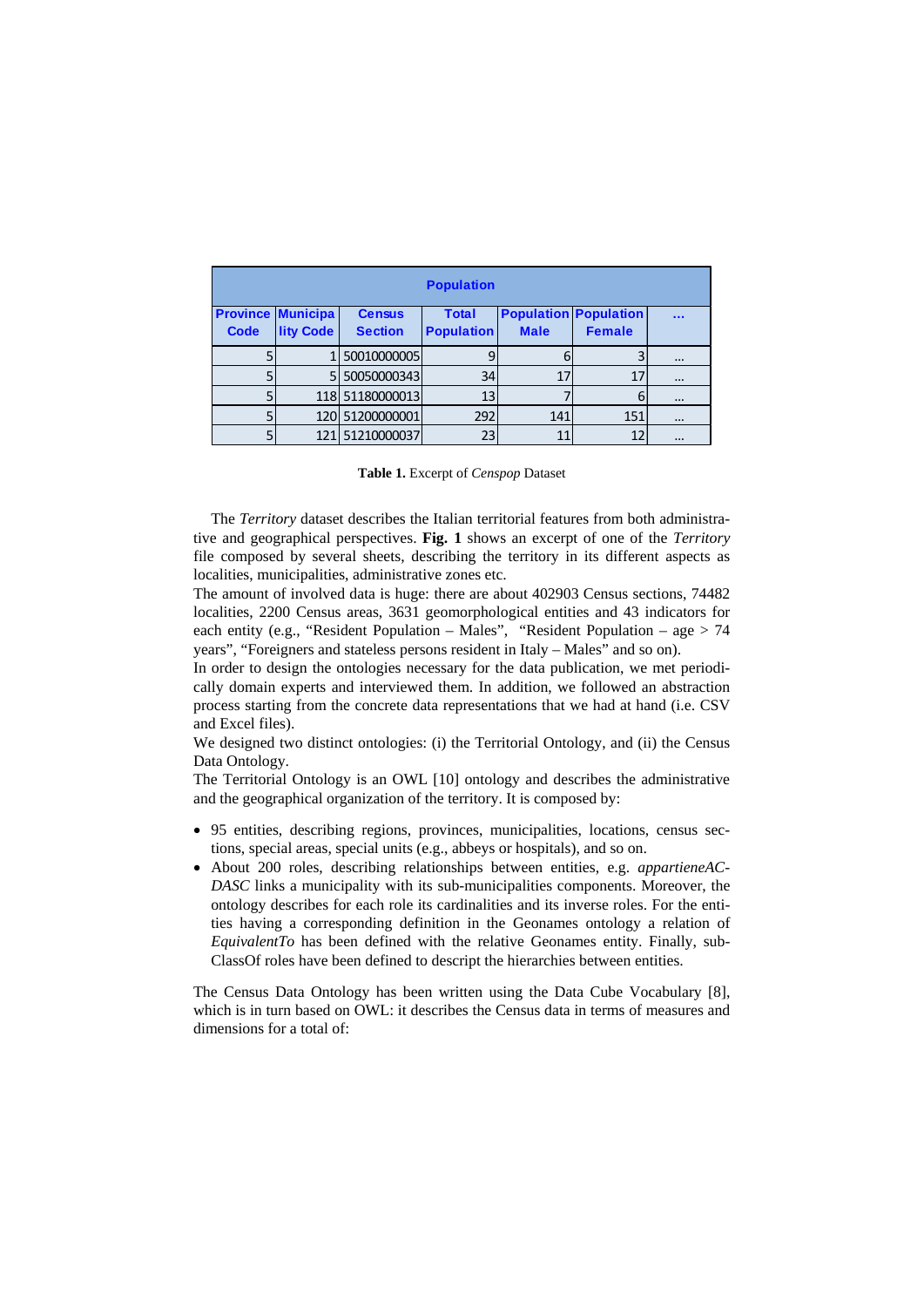| Population | | | | | | |
|---|---|---|---|---|---|---|
| Province Code | Municipality Code | Census Section | Total Population | Population Male | Population Female | ... |
| 5 | 1 | 50010000005 | 9 | 6 | 3 | ... |
| 5 | 5 | 50050000343 | 34 | 17 | 17 | ... |
| 5 | 118 | 51180000013 | 13 | 7 | 6 | ... |
| 5 | 120 | 51200000001 | 292 | 141 | 151 | ... |
| 5 | 121 | 51210000037 | 23 | 11 | 12 | ... |

**Table 1.** Excerpt of *Censpop* Dataset

The *Territory* dataset describes the Italian territorial features from both administrative and geographical perspectives. **Fig. 1** shows an excerpt of one of the *Territory* file composed by several sheets, describing the territory in its different aspects as localities, municipalities, administrative zones etc.

The amount of involved data is huge: there are about 402903 Census sections, 74482 localities, 2200 Census areas, 3631 geomorphological entities and 43 indicators for each entity (e.g., "Resident Population – Males", "Resident Population – age > 74 years", "Foreigners and stateless persons resident in Italy – Males" and so on).

In order to design the ontologies necessary for the data publication, we met periodically domain experts and interviewed them. In addition, we followed an abstraction process starting from the concrete data representations that we had at hand (i.e. CSV and Excel files).

We designed two distinct ontologies: (i) the Territorial Ontology, and (ii) the Census Data Ontology.

The Territorial Ontology is an OWL [10] ontology and describes the administrative and the geographical organization of the territory. It is composed by:

- 95 entities, describing regions, provinces, municipalities, locations, census sections, special areas, special units (e.g., abbeys or hospitals), and so on.
- About 200 roles, describing relationships between entities, e.g. *appartieneAC-DASC* links a municipality with its sub-municipalities components. Moreover, the ontology describes for each role its cardinalities and its inverse roles. For the entities having a corresponding definition in the Geonames ontology a relation of *EquivalentTo* has been defined with the relative Geonames entity. Finally, subClassOf roles have been defined to descript the hierarchies between entities.

The Census Data Ontology has been written using the Data Cube Vocabulary [8], which is in turn based on OWL: it describes the Census data in terms of measures and dimensions for a total of: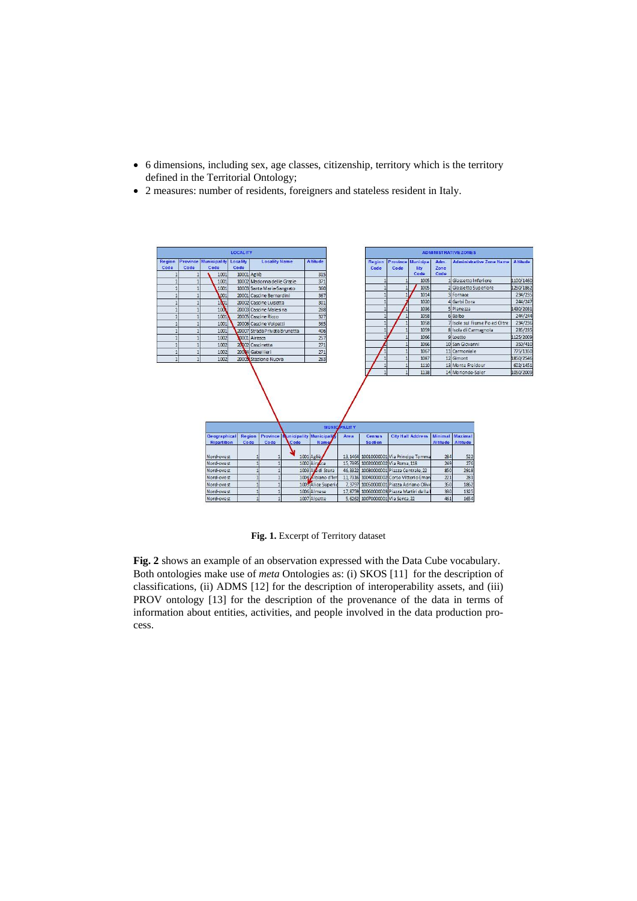- 6 dimensions, including sex, age classes, citizenship, territory which is the territory defined in the Territorial Ontology;
- 2 measures: number of residents, foreigners and stateless resident in Italy.

**LOCALITY**

| Region Code | Province Code | Municipality Code | Locality Code | Locality Name | Altitude |
|---|---|---|---|---|---|
| 1 | 1 | 1001 | 10001 | Agliè | 315 |
| 1 | 1 | 1001 | 10002 | Madonna delle Grazie | 371 |
| 1 | 1 | 1001 | 10003 | Santa Marie Sangrato | 360 |
| 1 | 1 | 1001 | 20001 | Cascine Bernardini | 367 |
| 1 | 1 | 1001 | 20002 | Cascina Luisetta | 301 |
| 1 | 1 | 1001 | 20003 | Cascine Malesino | 288 |
| 1 | 1 | 1001 | 20005 | Cascine Ricco | 327 |
| 1 | 1 | 1001 | 20006 | Cascine Volpatti | 365 |
| 1 | 1 | 1001 | 20007 | Strada Privata Brunetta | 406 |
| 1 | 1 | 1002 | 10001 | Airasca | 257 |
| 1 | 1 | 1002 | 20002 | Cascinette | 271 |
| 1 | 1 | 1002 | 20004 | Gabellieri | 271 |
| 1 | 1 | 1002 | 20005 | Stazione Nuova | 263 |

**ADMINISTRATIVE ZONES**

| Region Code | Province Code | Municipality Code | Adm. Zone Code | Administrative Zone Name | Altitude |
|---|---|---|---|---|---|
| 1 | 1 | 1005 | 1 | Giassetto Inferiore | 1100/1460 |
| 1 | 1 | 1005 | 2 | Giassetto Superiore | 1250/1862 |
| 1 | 1 | 1014 | 3 | Fornace | 234/235 |
| 1 | 1 | 1020 | 4 | Gerbi Dora | 244/247 |
| 1 | 1 | 1036 | 5 | Pianezza | 1430/2081 |
| 1 | 1 | 1058 | 6 | Balbo | 244/244 |
| 1 | 1 | 1058 | 7 | Isole sul Fiume Po ed Oltre | 234/236 |
| 1 | 1 | 1059 | 8 | Isola di Carmagnola | 235/235 |
| 1 | 1 | 1066 | 9 | Loetto | 1125/2009 |
| 1 | 1 | 1066 | 10 | San Giovanni | 350/410 |
| 1 | 1 | 1067 | 11 | Carmoniale | 775/1350 |
| 1 | 1 | 1087 | 12 | Gimont | 1850/2546 |
| 1 | 1 | 1110 | 13 | Monte Freidour | 602/1451 |
| 1 | 1 | 1138 | 14 | Moriondo-Saler | 1050/2009 |

**MUNICIPALITY**

| Geographical Ripartition | Region Code | Province Code | Municipality Code | Municipality Name | Area | Census Section | City Hall Address | Minimal Altitude | Maximal Altitude |
|---|---|---|---|---|---|---|---|---|---|
| Nord-ovest | 1 | 1 | 1001 | Agliè | 13,1464 | 10010000001 | Via Principe Tomma | 284 | 522 |
| Nord-ovest | 1 | 1 | 1002 | Airasca | 15,7395 | 10020000002 | Via Roma, 138 | 249 | 276 |
| Nord-ovest | 1 | 1 | 1003 | Ala di Stura | 46,3322 | 10030000001 | Piazza Centrale, 22 | 850 | 2918 |
| Nord-ovest | 1 | 1 | 1004 | Albiano d'Ivr | 11,7316 | 10040000002 | Corso Vittorio Eman | 221 | 281 |
| Nord-ovest | 1 | 1 | 1005 | Alice Superio | 7,3797 | 10050000001 | Piazza Adriano Olive | 350 | 1862 |
| Nord-ovest | 1 | 1 | 1006 | Almese | 17,8759 | 10060000003 | Piazza Martiri della l | 330 | 1925 |
| Nord-ovest | 1 | 1 | 1007 | Alpette | 5,6262 | 10070000001 | Via Santa, 22 | 461 | 1654 |

**Fig. 1.** Excerpt of Territory dataset

**Fig. 2** shows an example of an observation expressed with the Data Cube vocabulary. Both ontologies make use of *meta* Ontologies as: (i) SKOS [11] for the description of classifications, (ii) ADMS [12] for the description of interoperability assets, and (iii) PROV ontology [13] for the description of the provenance of the data in terms of information about entities, activities, and people involved in the data production process.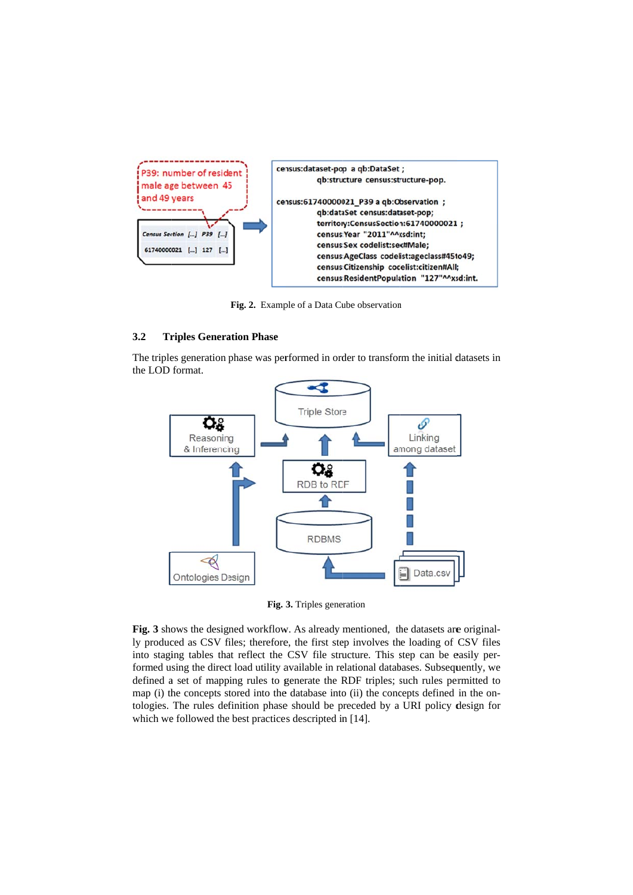**Fig. 2.** Example of a Data Cube observation

### 3.2 Triples Generation Phase

The triples generation phase was performed in order to transform the initial datasets in the LOD format.

**Fig. 3.** Triples generation

**Fig. 3** shows the designed workflow. As already mentioned, the datasets are originally produced as CSV files; therefore, the first step involves the loading of CSV files into staging tables that reflect the CSV file structure. This step can be easily performed using the direct load utility available in relational databases. Subsequently, we defined a set of mapping rules to generate the RDF triples; such rules permitted to map (i) the concepts stored into the database into (ii) the concepts defined in the ontologies. The rules definition phase should be preceded by a URI policy design for which we followed the best practices descripted in [14].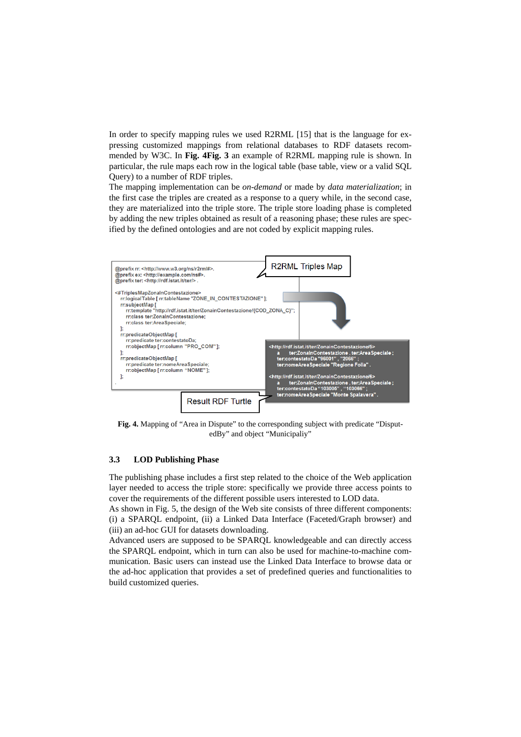In order to specify mapping rules we used R2RML [15] that is the language for expressing customized mappings from relational databases to RDF datasets recommended by W3C. In **Fig. 4Fig. 3** an example of R2RML mapping rule is shown. In particular, the rule maps each row in the logical table (base table, view or a valid SQL Query) to a number of RDF triples.

The mapping implementation can be *on-demand* or made by *data materialization*; in the first case the triples are created as a response to a query while, in the second case, they are materialized into the triple store. The triple store loading phase is completed by adding the new triples obtained as result of a reasoning phase; these rules are specified by the defined ontologies and are not coded by explicit mapping rules.

R2RML Triples Map

```
@prefix rr: <http://www.w3.org/ns/r2rml#>.
@prefix ex: <http://example.com/ns#>.
@prefix ter: <http://rdf.istat.it/ter/> .

<#TriplesMapZonaInContestazione>
  rr:logicalTable [ rr:tableName "ZONE_IN_CONTESTAZIONE" ];
  rr:subjectMap [
    rr:template "http://rdf.istat.it/ter/ZonainContestazione/{COD_ZONA_C}";
    rr:class ter:ZonaInContestazione;
    rr:class ter:AreaSpeciale;
  ];
  rr:predicateObjectMap [
    rr:predicate ter:contestatoDa;
    rr:objectMap [ rr:column "PRO_COM" ];
  ];
  rr:predicateObjectMap [
    rr:predicate ter:nomeAreaSpeciale;
    rr:objectMap [ rr:column "NOME" ];
  ];
.
```

```
<http://rdf.istat.it/ter/ZonainContestazione/6>
    a    ter:ZonaInContestazione , ter:AreaSpeciale ;
    ter:contestatoDa "96001" , "2066" ;
    ter:nomeAreaSpeciale "Regione Folla" .

<http://rdf.istat.it/ter/ZonainContestazione/6>
    a    ter:ZonaInContestazione , ter:AreaSpeciale ;
    ter:contestatoDa "103006" , "103066" ;
    ter:nomeAreaSpeciale "Monte Spalavera" .
```

Result RDF Turtle

**Fig. 4.** Mapping of "Area in Dispute" to the corresponding subject with predicate "DisputedBy" and object "Municipaliy"

### 3.3 LOD Publishing Phase

The publishing phase includes a first step related to the choice of the Web application layer needed to access the triple store: specifically we provide three access points to cover the requirements of the different possible users interested to LOD data.

As shown in Fig. 5, the design of the Web site consists of three different components: (i) a SPARQL endpoint, (ii) a Linked Data Interface (Faceted/Graph browser) and (iii) an ad-hoc GUI for datasets downloading.

Advanced users are supposed to be SPARQL knowledgeable and can directly access the SPARQL endpoint, which in turn can also be used for machine-to-machine communication. Basic users can instead use the Linked Data Interface to browse data or the ad-hoc application that provides a set of predefined queries and functionalities to build customized queries.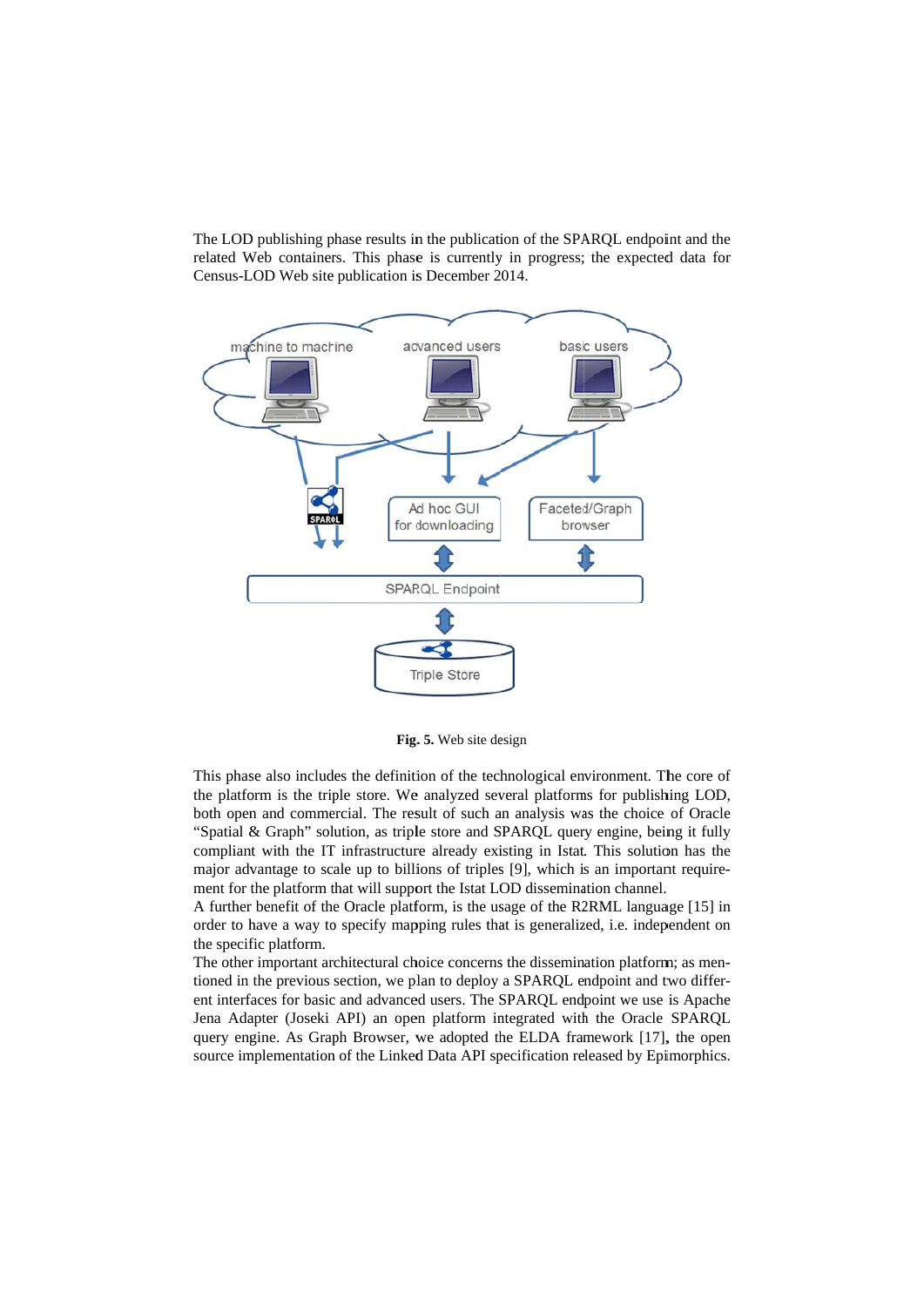The LOD publishing phase results in the publication of the SPARQL endpoint and the related Web containers. This phase is currently in progress; the expected data for Census-LOD Web site publication is December 2014.

**Fig. 5.** Web site design

This phase also includes the definition of the technological environment. The core of the platform is the triple store. We analyzed several platforms for publishing LOD, both open and commercial. The result of such an analysis was the choice of Oracle "Spatial & Graph" solution, as triple store and SPARQL query engine, being it fully compliant with the IT infrastructure already existing in Istat. This solution has the major advantage to scale up to billions of triples [9], which is an important requirement for the platform that will support the Istat LOD dissemination channel.

A further benefit of the Oracle platform, is the usage of the R2RML language [15] in order to have a way to specify mapping rules that is generalized, i.e. independent on the specific platform.

The other important architectural choice concerns the dissemination platform; as mentioned in the previous section, we plan to deploy a SPARQL endpoint and two different interfaces for basic and advanced users. The SPARQL endpoint we use is Apache Jena Adapter (Joseki API) an open platform integrated with the Oracle SPARQL query engine. As Graph Browser, we adopted the ELDA framework [17], the open source implementation of the Linked Data API specification released by Epimorphics.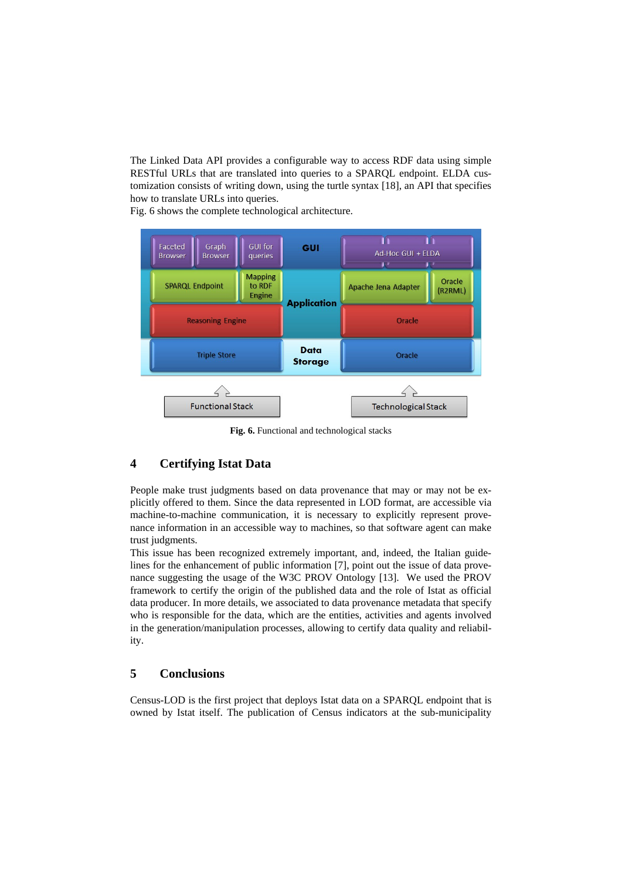The Linked Data API provides a configurable way to access RDF data using simple RESTful URLs that are translated into queries to a SPARQL endpoint. ELDA customization consists of writing down, using the turtle syntax [18], an API that specifies how to translate URLs into queries.
Fig. 6 shows the complete technological architecture.

**Fig. 6.** Functional and technological stacks

## 4 Certifying Istat Data

People make trust judgments based on data provenance that may or may not be explicitly offered to them. Since the data represented in LOD format, are accessible via machine-to-machine communication, it is necessary to explicitly represent provenance information in an accessible way to machines, so that software agent can make trust judgments.
This issue has been recognized extremely important, and, indeed, the Italian guidelines for the enhancement of public information [7], point out the issue of data provenance suggesting the usage of the W3C PROV Ontology [13]. We used the PROV framework to certify the origin of the published data and the role of Istat as official data producer. In more details, we associated to data provenance metadata that specify who is responsible for the data, which are the entities, activities and agents involved in the generation/manipulation processes, allowing to certify data quality and reliability.

## 5 Conclusions

Census-LOD is the first project that deploys Istat data on a SPARQL endpoint that is owned by Istat itself. The publication of Census indicators at the sub-municipality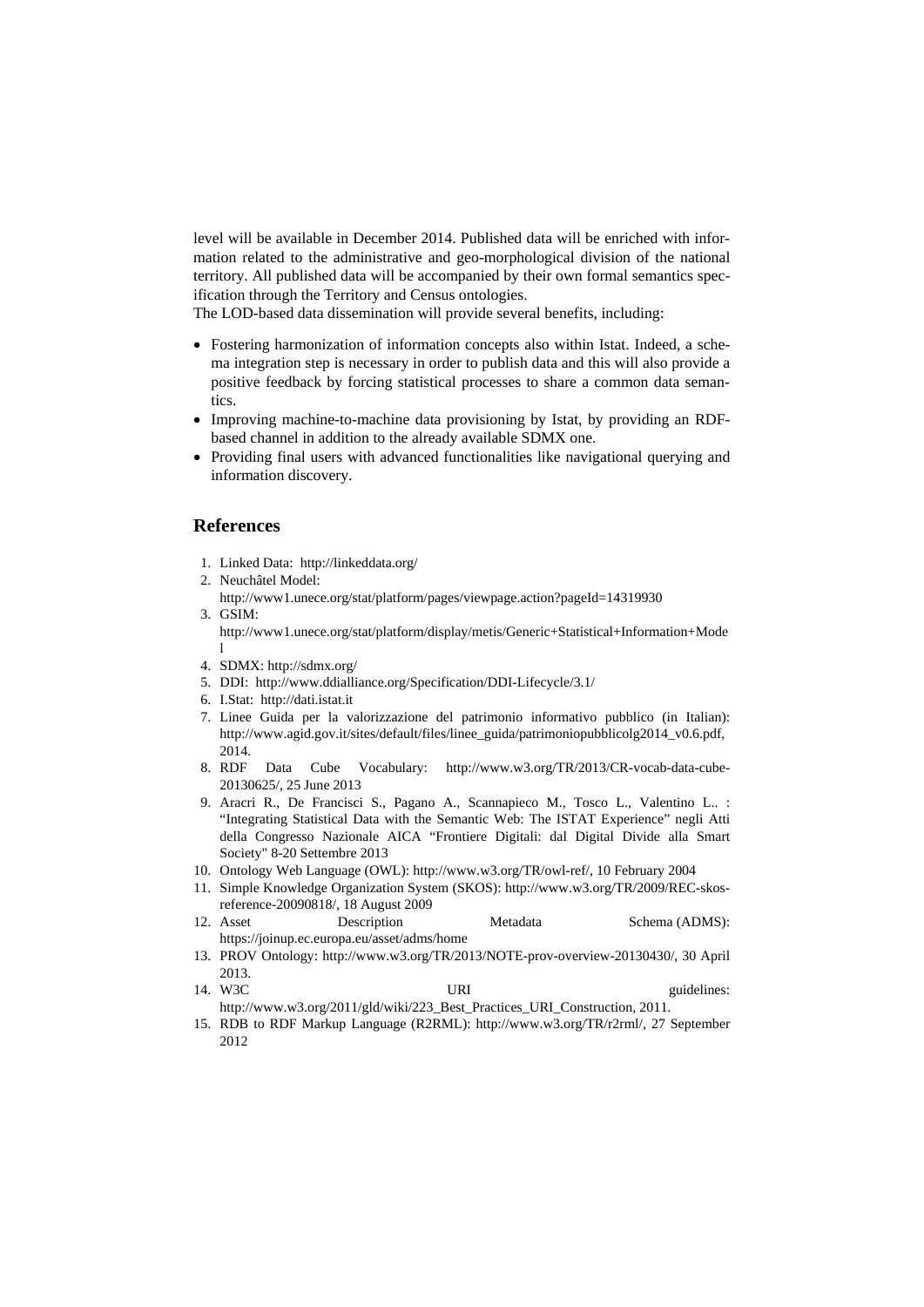level will be available in December 2014. Published data will be enriched with information related to the administrative and geo-morphological division of the national territory. All published data will be accompanied by their own formal semantics specification through the Territory and Census ontologies.

The LOD-based data dissemination will provide several benefits, including:

- Fostering harmonization of information concepts also within Istat. Indeed, a schema integration step is necessary in order to publish data and this will also provide a positive feedback by forcing statistical processes to share a common data semantics.
- Improving machine-to-machine data provisioning by Istat, by providing an RDF-based channel in addition to the already available SDMX one.
- Providing final users with advanced functionalities like navigational querying and information discovery.

## References

1. Linked Data: http://linkeddata.org/
2. Neuchâtel Model: http://www1.unece.org/stat/platform/pages/viewpage.action?pageId=14319930
3. GSIM: http://www1.unece.org/stat/platform/display/metis/Generic+Statistical+Information+Model
4. SDMX: http://sdmx.org/
5. DDI: http://www.ddialliance.org/Specification/DDI-Lifecycle/3.1/
6. I.Stat: http://dati.istat.it
7. Linee Guida per la valorizzazione del patrimonio informativo pubblico (in Italian): http://www.agid.gov.it/sites/default/files/linee_guida/patrimoniopubblicolg2014_v0.6.pdf, 2014.
8. RDF Data Cube Vocabulary: http://www.w3.org/TR/2013/CR-vocab-data-cube-20130625/, 25 June 2013
9. Aracri R., De Francisci S., Pagano A., Scannapieco M., Tosco L., Valentino L.. : "Integrating Statistical Data with the Semantic Web: The ISTAT Experience" negli Atti della Congresso Nazionale AICA "Frontiere Digitali: dal Digital Divide alla Smart Society" 8-20 Settembre 2013
10. Ontology Web Language (OWL): http://www.w3.org/TR/owl-ref/, 10 February 2004
11. Simple Knowledge Organization System (SKOS): http://www.w3.org/TR/2009/REC-skos-reference-20090818/, 18 August 2009
12. Asset Description Metadata Schema (ADMS): https://joinup.ec.europa.eu/asset/adms/home
13. PROV Ontology: http://www.w3.org/TR/2013/NOTE-prov-overview-20130430/, 30 April 2013.
14. W3C URI guidelines: http://www.w3.org/2011/gld/wiki/223_Best_Practices_URI_Construction, 2011.
15. RDB to RDF Markup Language (R2RML): http://www.w3.org/TR/r2rml/, 27 September 2012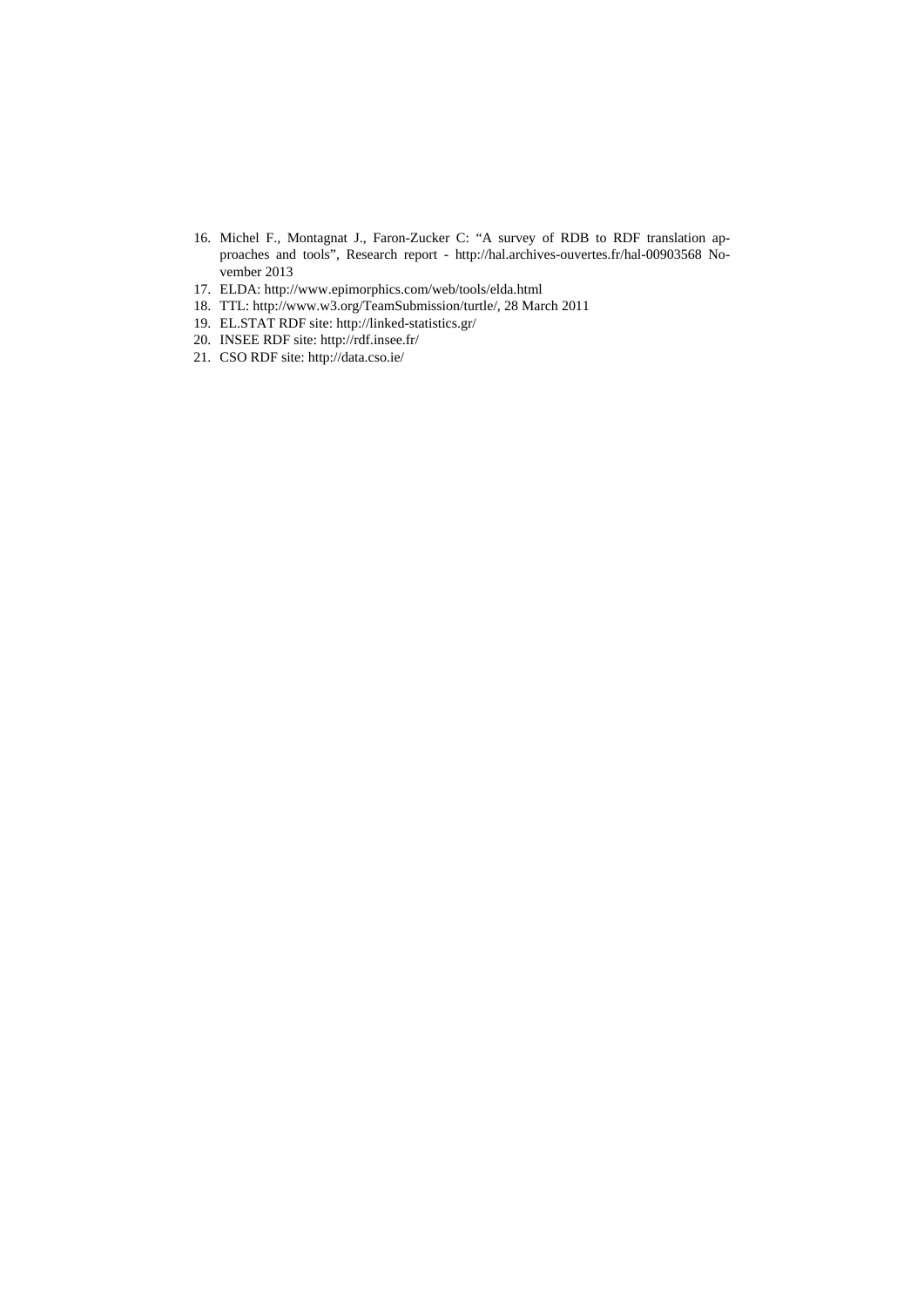16. Michel F., Montagnat J., Faron-Zucker C: “A survey of RDB to RDF translation approaches and tools”, Research report - http://hal.archives-ouvertes.fr/hal-00903568 November 2013
17. ELDA: http://www.epimorphics.com/web/tools/elda.html
18. TTL: http://www.w3.org/TeamSubmission/turtle/, 28 March 2011
19. EL.STAT RDF site: http://linked-statistics.gr/
20. INSEE RDF site: http://rdf.insee.fr/
21. CSO RDF site: http://data.cso.ie/